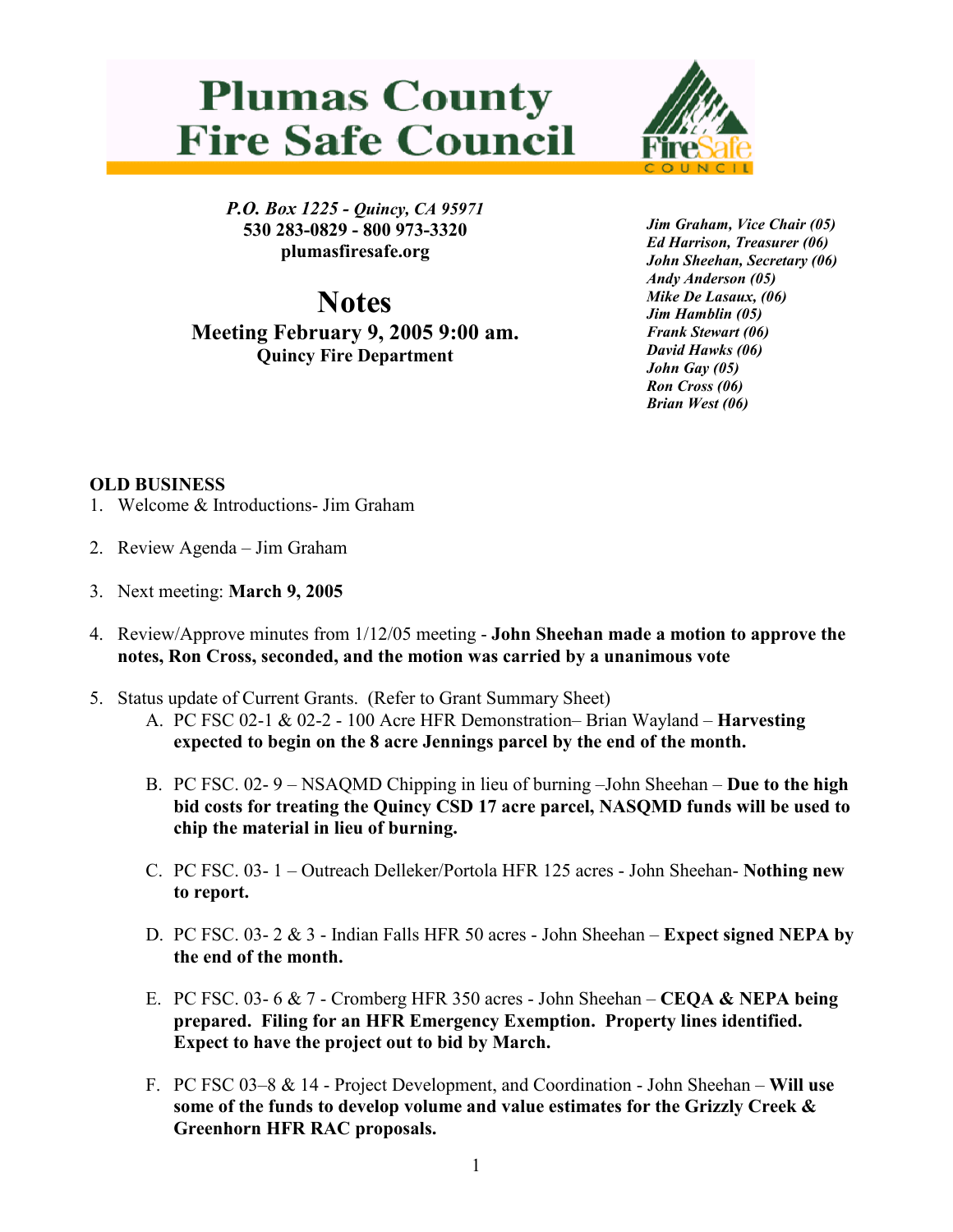# Plumas County Fire Safe Council

FireSafe COUNCIL

*P.O. Box 1225 - Quincy, CA 95971*
**530 283-0829 - 800 973-3320**
**plumasfiresafe.org**

***Jim Graham, Vice Chair (05)***
***Ed Harrison, Treasurer (06)***
***John Sheehan, Secretary (06)***
***Andy Anderson (05)***
***Mike De Lasaux, (06)***
***Jim Hamblin (05)***
***Frank Stewart (06)***
***David Hawks (06)***
***John Gay (05)***
***Ron Cross (06)***
***Brian West (06)***

## Notes

### Meeting February 9, 2005 9:00 am.

**Quincy Fire Department**

**OLD BUSINESS**

1. Welcome & Introductions- Jim Graham

2. Review Agenda – Jim Graham

3. Next meeting: **March 9, 2005**

4. Review/Approve minutes from 1/12/05 meeting - **John Sheehan made a motion to approve the notes, Ron Cross, seconded, and the motion was carried by a unanimous vote**

5. Status update of Current Grants. (Refer to Grant Summary Sheet)
   A. PC FSC 02-1 & 02-2 - 100 Acre HFR Demonstration– Brian Wayland – **Harvesting expected to begin on the 8 acre Jennings parcel by the end of the month.**

   B. PC FSC. 02- 9 – NSAQMD Chipping in lieu of burning –John Sheehan – **Due to the high bid costs for treating the Quincy CSD 17 acre parcel, NASQMD funds will be used to chip the material in lieu of burning.**

   C. PC FSC. 03- 1 – Outreach Delleker/Portola HFR 125 acres - John Sheehan- **Nothing new to report.**

   D. PC FSC. 03- 2 & 3 - Indian Falls HFR 50 acres - John Sheehan – **Expect signed NEPA by the end of the month.**

   E. PC FSC. 03- 6 & 7 - Cromberg HFR 350 acres - John Sheehan – **CEQA & NEPA being prepared. Filing for an HFR Emergency Exemption. Property lines identified. Expect to have the project out to bid by March.**

   F. PC FSC 03–8 & 14 - Project Development, and Coordination - John Sheehan – **Will use some of the funds to develop volume and value estimates for the Grizzly Creek & Greenhorn HFR RAC proposals.**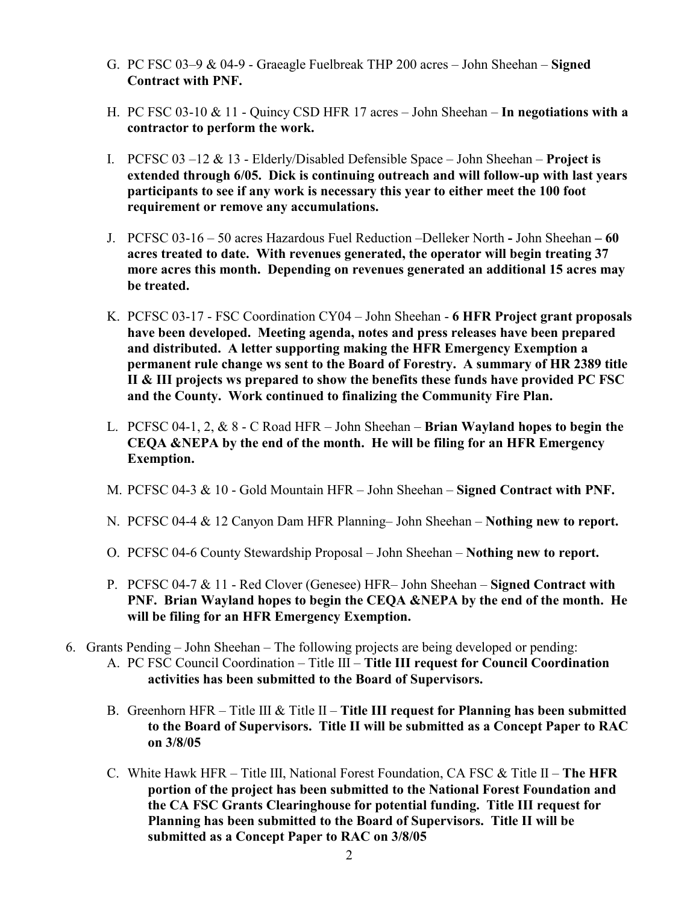G. PC FSC 03–9 & 04-9 - Graeagle Fuelbreak THP 200 acres – John Sheehan – **Signed Contract with PNF.**

H. PC FSC 03-10 & 11 - Quincy CSD HFR 17 acres – John Sheehan – **In negotiations with a contractor to perform the work.**

I. PCFSC 03 –12 & 13 - Elderly/Disabled Defensible Space – John Sheehan – **Project is extended through 6/05. Dick is continuing outreach and will follow-up with last years participants to see if any work is necessary this year to either meet the 100 foot requirement or remove any accumulations.**

J. PCFSC 03-16 – 50 acres Hazardous Fuel Reduction –Delleker North **-** John Sheehan **– 60 acres treated to date. With revenues generated, the operator will begin treating 37 more acres this month. Depending on revenues generated an additional 15 acres may be treated.**

K. PCFSC 03-17 - FSC Coordination CY04 – John Sheehan - **6 HFR Project grant proposals have been developed. Meeting agenda, notes and press releases have been prepared and distributed. A letter supporting making the HFR Emergency Exemption a permanent rule change ws sent to the Board of Forestry. A summary of HR 2389 title II & III projects ws prepared to show the benefits these funds have provided PC FSC and the County. Work continued to finalizing the Community Fire Plan.**

L. PCFSC 04-1, 2, & 8 - C Road HFR – John Sheehan – **Brian Wayland hopes to begin the CEQA &NEPA by the end of the month. He will be filing for an HFR Emergency Exemption.**

M. PCFSC 04-3 & 10 - Gold Mountain HFR – John Sheehan – **Signed Contract with PNF.**

N. PCFSC 04-4 & 12 Canyon Dam HFR Planning– John Sheehan – **Nothing new to report.**

O. PCFSC 04-6 County Stewardship Proposal – John Sheehan – **Nothing new to report.**

P. PCFSC 04-7 & 11 - Red Clover (Genesee) HFR– John Sheehan – **Signed Contract with PNF. Brian Wayland hopes to begin the CEQA &NEPA by the end of the month. He will be filing for an HFR Emergency Exemption.**

6. Grants Pending – John Sheehan – The following projects are being developed or pending:

   A. PC FSC Council Coordination – Title III – **Title III request for Council Coordination activities has been submitted to the Board of Supervisors.**

   B. Greenhorn HFR – Title III & Title II – **Title III request for Planning has been submitted to the Board of Supervisors. Title II will be submitted as a Concept Paper to RAC on 3/8/05**

   C. White Hawk HFR – Title III, National Forest Foundation, CA FSC & Title II – **The HFR portion of the project has been submitted to the National Forest Foundation and the CA FSC Grants Clearinghouse for potential funding. Title III request for Planning has been submitted to the Board of Supervisors. Title II will be submitted as a Concept Paper to RAC on 3/8/05**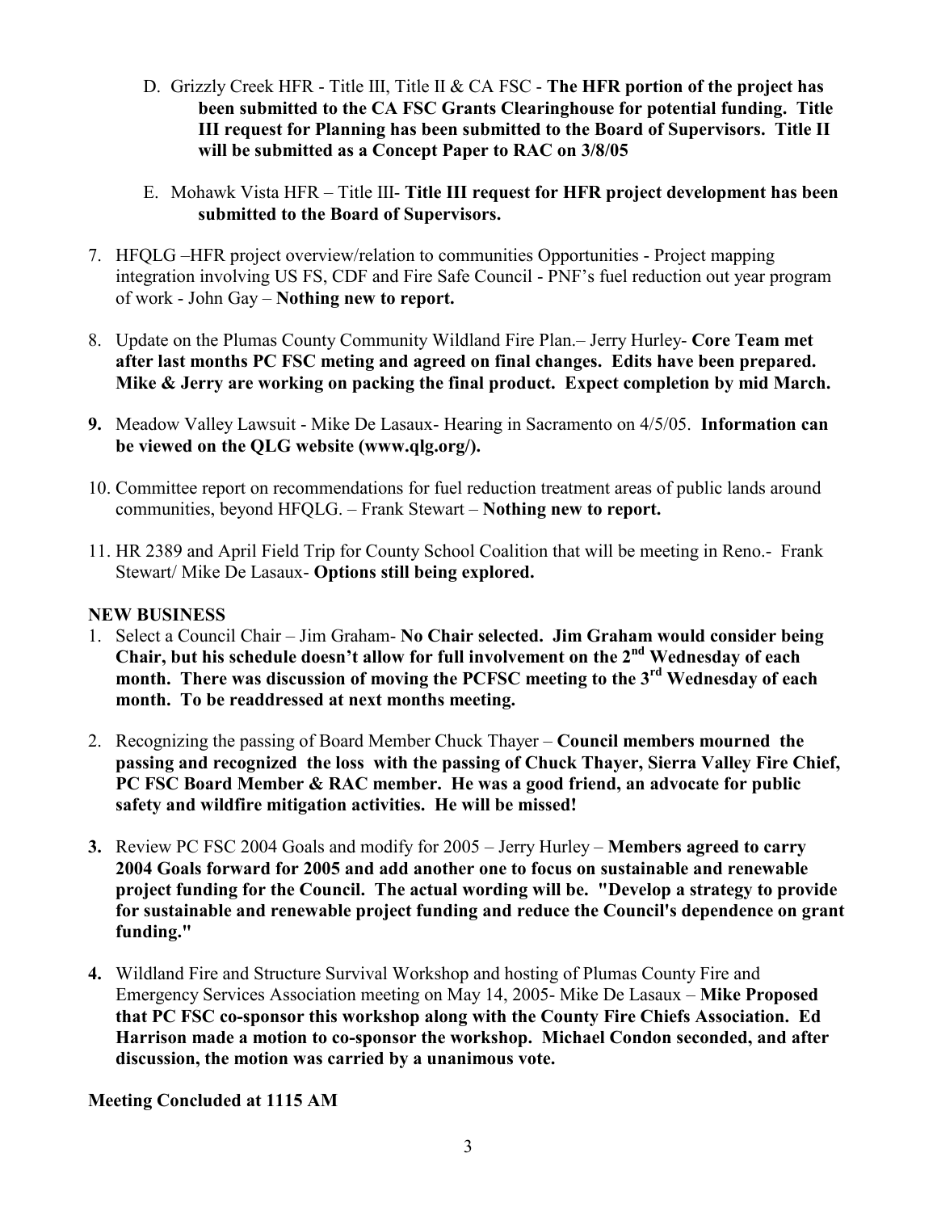D. Grizzly Creek HFR - Title III, Title II & CA FSC - **The HFR portion of the project has been submitted to the CA FSC Grants Clearinghouse for potential funding. Title III request for Planning has been submitted to the Board of Supervisors. Title II will be submitted as a Concept Paper to RAC on 3/8/05**

E. Mohawk Vista HFR – Title III- **Title III request for HFR project development has been submitted to the Board of Supervisors.**

7. HFQLG –HFR project overview/relation to communities Opportunities - Project mapping integration involving US FS, CDF and Fire Safe Council - PNF's fuel reduction out year program of work - John Gay – **Nothing new to report.**

8. Update on the Plumas County Community Wildland Fire Plan.– Jerry Hurley- **Core Team met after last months PC FSC meting and agreed on final changes. Edits have been prepared. Mike & Jerry are working on packing the final product. Expect completion by mid March.**

9. Meadow Valley Lawsuit - Mike De Lasaux- Hearing in Sacramento on 4/5/05. **Information can be viewed on the QLG website (www.qlg.org/).**

10. Committee report on recommendations for fuel reduction treatment areas of public lands around communities, beyond HFQLG. – Frank Stewart – **Nothing new to report.**

11. HR 2389 and April Field Trip for County School Coalition that will be meeting in Reno.- Frank Stewart/ Mike De Lasaux- **Options still being explored.**

**NEW BUSINESS**

1. Select a Council Chair – Jim Graham- **No Chair selected. Jim Graham would consider being Chair, but his schedule doesn't allow for full involvement on the 2nd Wednesday of each month. There was discussion of moving the PCFSC meeting to the 3rd Wednesday of each month. To be readdressed at next months meeting.**

2. Recognizing the passing of Board Member Chuck Thayer – **Council members mourned the passing and recognized the loss with the passing of Chuck Thayer, Sierra Valley Fire Chief, PC FSC Board Member & RAC member. He was a good friend, an advocate for public safety and wildfire mitigation activities. He will be missed!**

3. Review PC FSC 2004 Goals and modify for 2005 – Jerry Hurley – **Members agreed to carry 2004 Goals forward for 2005 and add another one to focus on sustainable and renewable project funding for the Council. The actual wording will be. "Develop a strategy to provide for sustainable and renewable project funding and reduce the Council's dependence on grant funding."**

4. Wildland Fire and Structure Survival Workshop and hosting of Plumas County Fire and Emergency Services Association meeting on May 14, 2005- Mike De Lasaux – **Mike Proposed that PC FSC co-sponsor this workshop along with the County Fire Chiefs Association. Ed Harrison made a motion to co-sponsor the workshop. Michael Condon seconded, and after discussion, the motion was carried by a unanimous vote.**

**Meeting Concluded at 1115 AM**